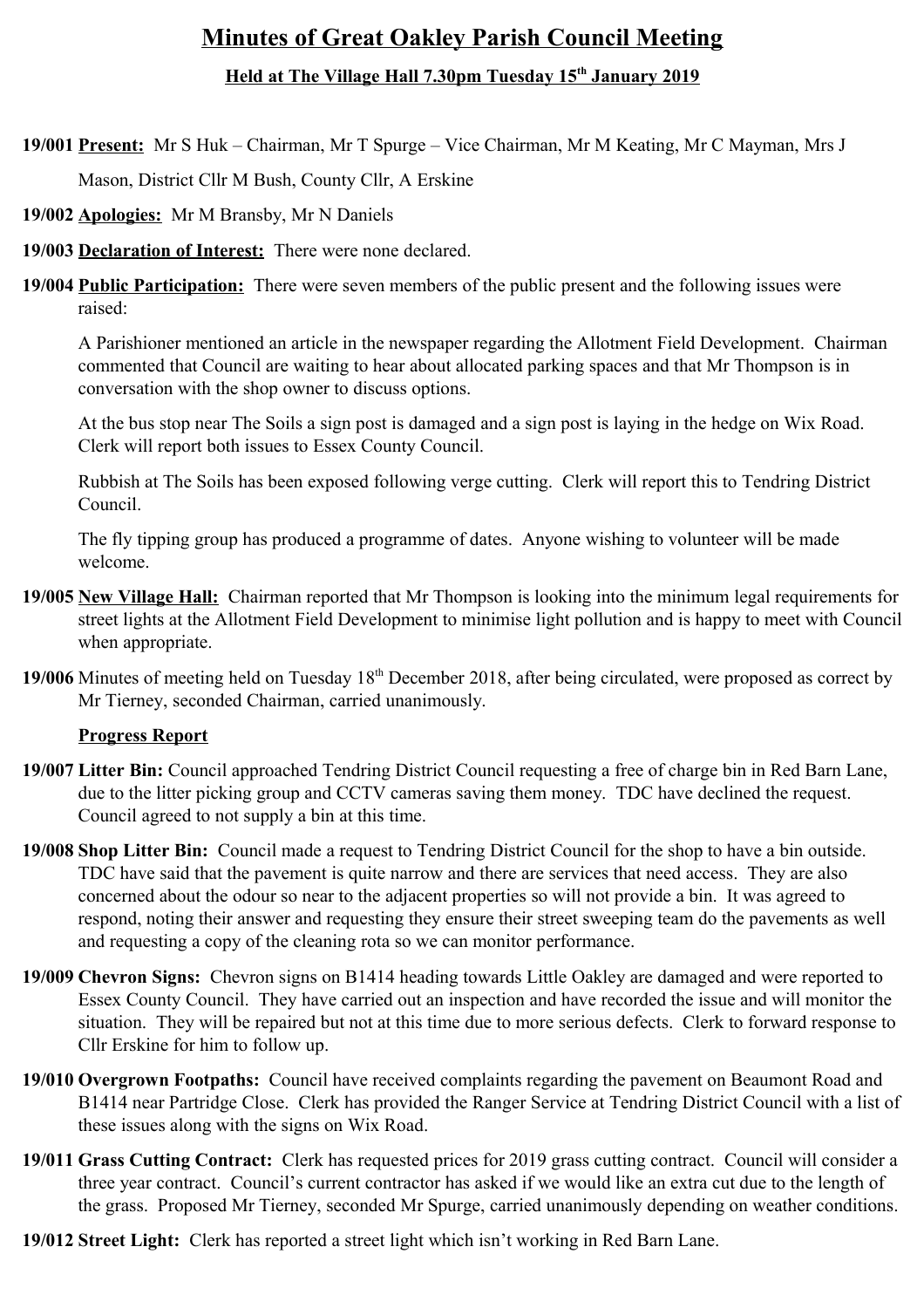// Minutes of Great Oakley Parish Council Meeting

## Held at The Village Hall 7.30pm Tuesday 15th January 2019

**19/001 Present:** Mr S Huk – Chairman, Mr T Spurge – Vice Chairman, Mr M Keating, Mr C Mayman, Mrs J Mason, District Cllr M Bush, County Cllr, A Erskine

**19/002 Apologies:** Mr M Bransby, Mr N Daniels

**19/003 Declaration of Interest:** There were none declared.

**19/004 Public Participation:** There were seven members of the public present and the following issues were raised:

A Parishioner mentioned an article in the newspaper regarding the Allotment Field Development. Chairman commented that Council are waiting to hear about allocated parking spaces and that Mr Thompson is in conversation with the shop owner to discuss options.

At the bus stop near The Soils a sign post is damaged and a sign post is laying in the hedge on Wix Road. Clerk will report both issues to Essex County Council.

Rubbish at The Soils has been exposed following verge cutting. Clerk will report this to Tendring District Council.

The fly tipping group has produced a programme of dates. Anyone wishing to volunteer will be made welcome.

**19/005 New Village Hall:** Chairman reported that Mr Thompson is looking into the minimum legal requirements for street lights at the Allotment Field Development to minimise light pollution and is happy to meet with Council when appropriate.

**19/006** Minutes of meeting held on Tuesday 18th December 2018, after being circulated, were proposed as correct by Mr Tierney, seconded Chairman, carried unanimously.

**Progress Report**

**19/007 Litter Bin:** Council approached Tendring District Council requesting a free of charge bin in Red Barn Lane, due to the litter picking group and CCTV cameras saving them money. TDC have declined the request. Council agreed to not supply a bin at this time.

**19/008 Shop Litter Bin:** Council made a request to Tendring District Council for the shop to have a bin outside. TDC have said that the pavement is quite narrow and there are services that need access. They are also concerned about the odour so near to the adjacent properties so will not provide a bin. It was agreed to respond, noting their answer and requesting they ensure their street sweeping team do the pavements as well and requesting a copy of the cleaning rota so we can monitor performance.

**19/009 Chevron Signs:** Chevron signs on B1414 heading towards Little Oakley are damaged and were reported to Essex County Council. They have carried out an inspection and have recorded the issue and will monitor the situation. They will be repaired but not at this time due to more serious defects. Clerk to forward response to Cllr Erskine for him to follow up.

**19/010 Overgrown Footpaths:** Council have received complaints regarding the pavement on Beaumont Road and B1414 near Partridge Close. Clerk has provided the Ranger Service at Tendring District Council with a list of these issues along with the signs on Wix Road.

**19/011 Grass Cutting Contract:** Clerk has requested prices for 2019 grass cutting contract. Council will consider a three year contract. Council's current contractor has asked if we would like an extra cut due to the length of the grass. Proposed Mr Tierney, seconded Mr Spurge, carried unanimously depending on weather conditions.

**19/012 Street Light:** Clerk has reported a street light which isn't working in Red Barn Lane.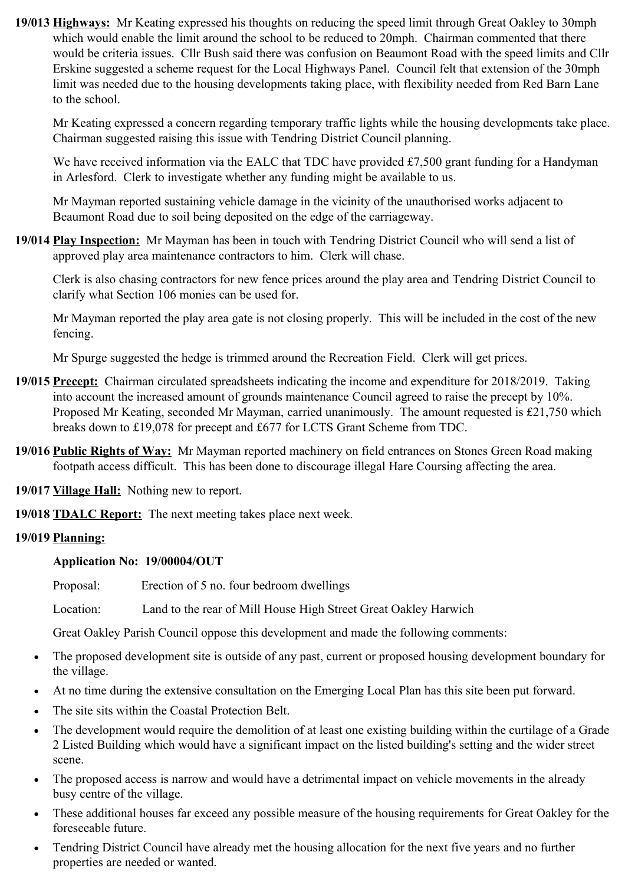**19/013 <u>Highways:</u>** Mr Keating expressed his thoughts on reducing the speed limit through Great Oakley to 30mph which would enable the limit around the school to be reduced to 20mph. Chairman commented that there would be criteria issues. Cllr Bush said there was confusion on Beaumont Road with the speed limits and Cllr Erskine suggested a scheme request for the Local Highways Panel. Council felt that extension of the 30mph limit was needed due to the housing developments taking place, with flexibility needed from Red Barn Lane to the school.

Mr Keating expressed a concern regarding temporary traffic lights while the housing developments take place. Chairman suggested raising this issue with Tendring District Council planning.

We have received information via the EALC that TDC have provided £7,500 grant funding for a Handyman in Arlesford. Clerk to investigate whether any funding might be available to us.

Mr Mayman reported sustaining vehicle damage in the vicinity of the unauthorised works adjacent to Beaumont Road due to soil being deposited on the edge of the carriageway.

**19/014 <u>Play Inspection:</u>** Mr Mayman has been in touch with Tendring District Council who will send a list of approved play area maintenance contractors to him. Clerk will chase.

Clerk is also chasing contractors for new fence prices around the play area and Tendring District Council to clarify what Section 106 monies can be used for.

Mr Mayman reported the play area gate is not closing properly. This will be included in the cost of the new fencing.

Mr Spurge suggested the hedge is trimmed around the Recreation Field. Clerk will get prices.

**19/015 <u>Precept:</u>** Chairman circulated spreadsheets indicating the income and expenditure for 2018/2019. Taking into account the increased amount of grounds maintenance Council agreed to raise the precept by 10%. Proposed Mr Keating, seconded Mr Mayman, carried unanimously. The amount requested is £21,750 which breaks down to £19,078 for precept and £677 for LCTS Grant Scheme from TDC.

**19/016 <u>Public Rights of Way:</u>** Mr Mayman reported machinery on field entrances on Stones Green Road making footpath access difficult. This has been done to discourage illegal Hare Coursing affecting the area.

**19/017 <u>Village Hall:</u>** Nothing new to report.

**19/018 <u>TDALC Report:</u>** The next meeting takes place next week.

**19/019 <u>Planning:</u>**

**Application No: 19/00004/OUT**

Proposal: Erection of 5 no. four bedroom dwellings

Location: Land to the rear of Mill House High Street Great Oakley Harwich

Great Oakley Parish Council oppose this development and made the following comments:

- The proposed development site is outside of any past, current or proposed housing development boundary for the village.
- At no time during the extensive consultation on the Emerging Local Plan has this site been put forward.
- The site sits within the Coastal Protection Belt.
- The development would require the demolition of at least one existing building within the curtilage of a Grade 2 Listed Building which would have a significant impact on the listed building's setting and the wider street scene.
- The proposed access is narrow and would have a detrimental impact on vehicle movements in the already busy centre of the village.
- These additional houses far exceed any possible measure of the housing requirements for Great Oakley for the foreseeable future.
- Tendring District Council have already met the housing allocation for the next five years and no further properties are needed or wanted.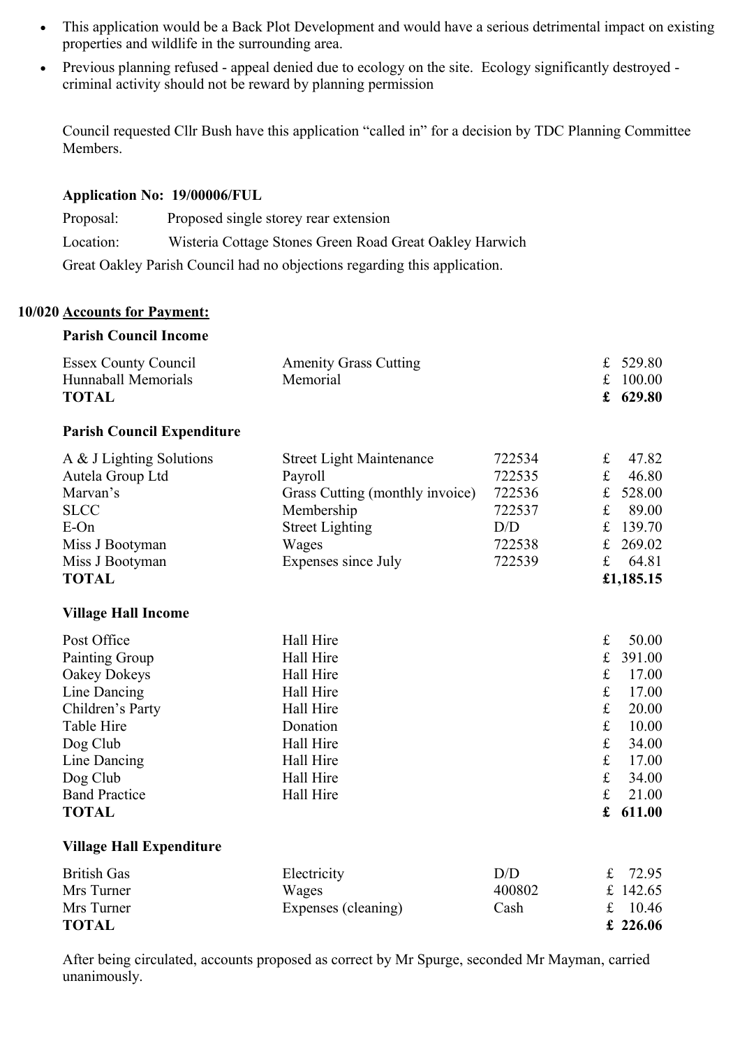- This application would be a Back Plot Development and would have a serious detrimental impact on existing properties and wildlife in the surrounding area.
- Previous planning refused - appeal denied due to ecology on the site. Ecology significantly destroyed - criminal activity should not be reward by planning permission

Council requested Cllr Bush have this application "called in" for a decision by TDC Planning Committee Members.

**Application No: 19/00006/FUL**

Proposal: Proposed single storey rear extension

Location: Wisteria Cottage Stones Green Road Great Oakley Harwich

Great Oakley Parish Council had no objections regarding this application.

## 10/020 Accounts for Payment:

**Parish Council Income**

| | | | |
|---|---|---|---|
| Essex County Council | Amenity Grass Cutting | | £ 529.80 |
| Hunnaball Memorials | Memorial | | £ 100.00 |
| **TOTAL** | | | **£ 629.80** |

**Parish Council Expenditure**

| | | | |
|---|---|---|---|
| A & J Lighting Solutions | Street Light Maintenance | 722534 | £ 47.82 |
| Autela Group Ltd | Payroll | 722535 | £ 46.80 |
| Marvan's | Grass Cutting (monthly invoice) | 722536 | £ 528.00 |
| SLCC | Membership | 722537 | £ 89.00 |
| E-On | Street Lighting | D/D | £ 139.70 |
| Miss J Bootyman | Wages | 722538 | £ 269.02 |
| Miss J Bootyman | Expenses since July | 722539 | £ 64.81 |
| **TOTAL** | | | **£1,185.15** |

**Village Hall Income**

| | | | |
|---|---|---|---|
| Post Office | Hall Hire | | £ 50.00 |
| Painting Group | Hall Hire | | £ 391.00 |
| Oakey Dokeys | Hall Hire | | £ 17.00 |
| Line Dancing | Hall Hire | | £ 17.00 |
| Children's Party | Hall Hire | | £ 20.00 |
| Table Hire | Donation | | £ 10.00 |
| Dog Club | Hall Hire | | £ 34.00 |
| Line Dancing | Hall Hire | | £ 17.00 |
| Dog Club | Hall Hire | | £ 34.00 |
| Band Practice | Hall Hire | | £ 21.00 |
| **TOTAL** | | | **£ 611.00** |

**Village Hall Expenditure**

| | | | |
|---|---|---|---|
| British Gas | Electricity | D/D | £ 72.95 |
| Mrs Turner | Wages | 400802 | £ 142.65 |
| Mrs Turner | Expenses (cleaning) | Cash | £ 10.46 |
| **TOTAL** | | | **£ 226.06** |

After being circulated, accounts proposed as correct by Mr Spurge, seconded Mr Mayman, carried unanimously.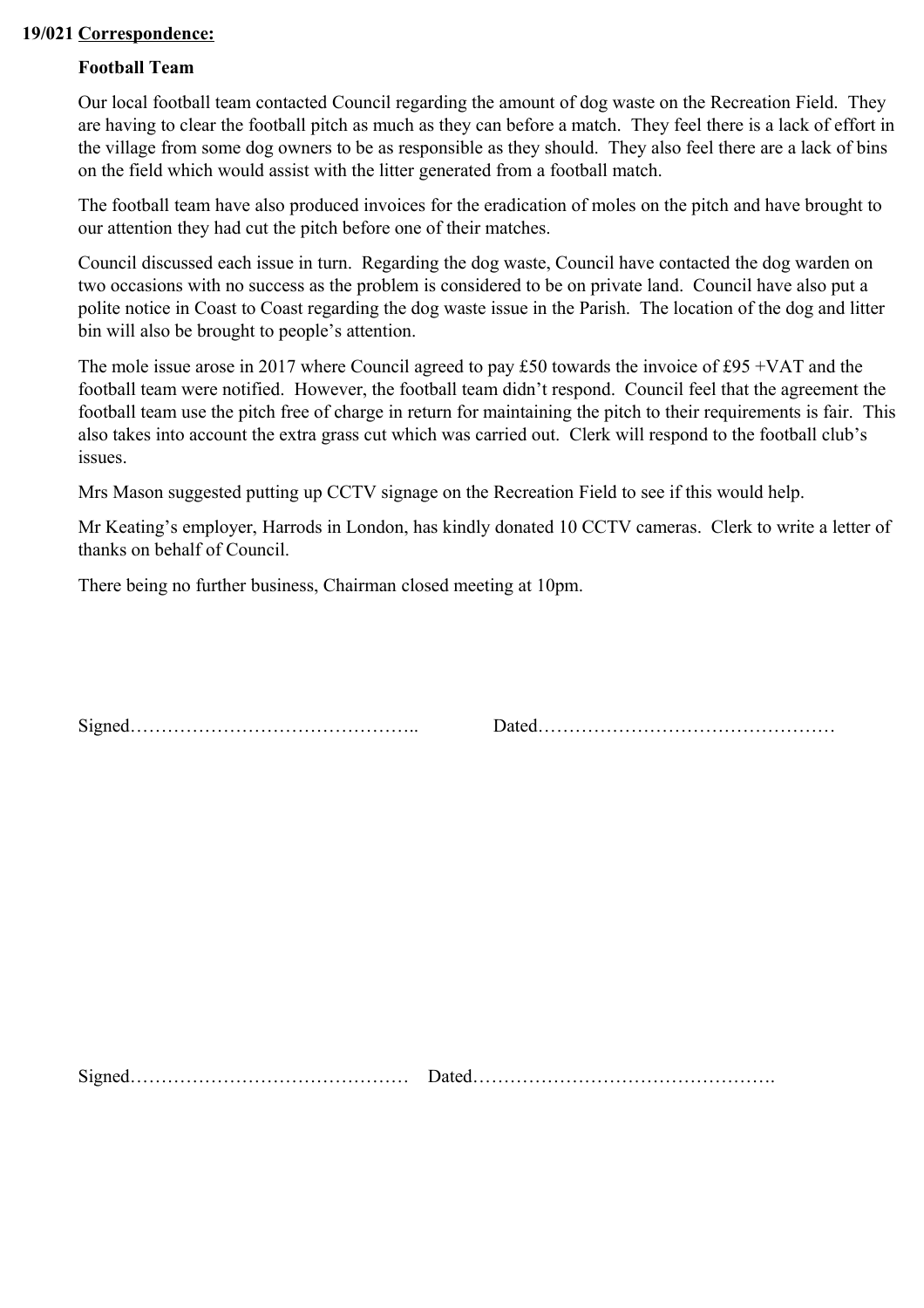**19/021 <u>Correspondence:</u>**

**Football Team**

Our local football team contacted Council regarding the amount of dog waste on the Recreation Field. They are having to clear the football pitch as much as they can before a match. They feel there is a lack of effort in the village from some dog owners to be as responsible as they should. They also feel there are a lack of bins on the field which would assist with the litter generated from a football match.

The football team have also produced invoices for the eradication of moles on the pitch and have brought to our attention they had cut the pitch before one of their matches.

Council discussed each issue in turn. Regarding the dog waste, Council have contacted the dog warden on two occasions with no success as the problem is considered to be on private land. Council have also put a polite notice in Coast to Coast regarding the dog waste issue in the Parish. The location of the dog and litter bin will also be brought to people's attention.

The mole issue arose in 2017 where Council agreed to pay £50 towards the invoice of £95 +VAT and the football team were notified. However, the football team didn't respond. Council feel that the agreement the football team use the pitch free of charge in return for maintaining the pitch to their requirements is fair. This also takes into account the extra grass cut which was carried out. Clerk will respond to the football club's issues.

Mrs Mason suggested putting up CCTV signage on the Recreation Field to see if this would help.

Mr Keating's employer, Harrods in London, has kindly donated 10 CCTV cameras. Clerk to write a letter of thanks on behalf of Council.

There being no further business, Chairman closed meeting at 10pm.

Signed……………………………………….. Dated…………………………………………

Signed……………………………………… Dated………………………………………….